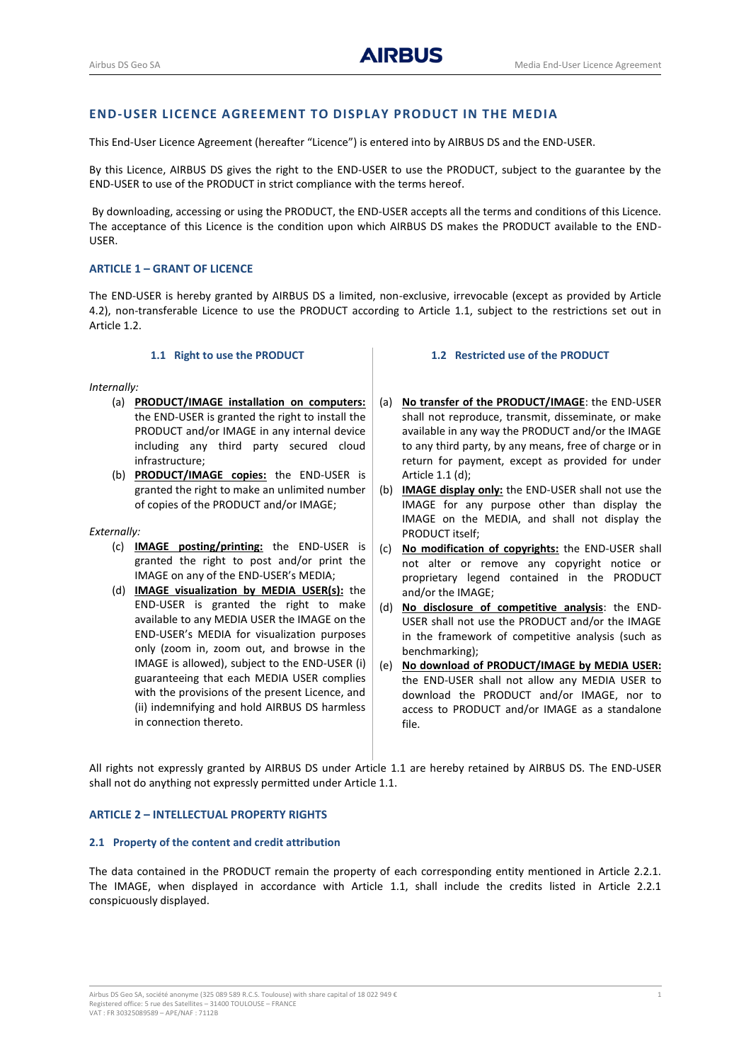## END-USER LICENCE AGREEMENT TO DISPLAY PRODUCT IN THE MEDIA

This End-User Licence Agreement (hereafter "Licence") is entered into by AIRBUS DS and the END-USER.

By this Licence, AIRBUS DS gives the right to the END-USER to use the PRODUCT, subject to the guarantee by the END-USER to use of the PRODUCT in strict compliance with the terms hereof.

By downloading, accessing or using the PRODUCT, the END-USER accepts all the terms and conditions of this Licence. The acceptance of this Licence is the condition upon which AIRBUS DS makes the PRODUCT available to the END-USER.

### ARTICLE 1 – GRANT OF LICENCE

The END-USER is hereby granted by AIRBUS DS a limited, non-exclusive, irrevocable (except as provided by Article 4.2), non-transferable Licence to use the PRODUCT according to Article 1.1, subject to the restrictions set out in Article 1.2.

#### 1.1 Right to use the PRODUCT

*Internally:*

(a) **PRODUCT/IMAGE installation on computers:** the END-USER is granted the right to install the PRODUCT and/or IMAGE in any internal device including any third party secured cloud infrastructure;

(b) **PRODUCT/IMAGE copies:** the END-USER is granted the right to make an unlimited number of copies of the PRODUCT and/or IMAGE;

*Externally:*

(c) **IMAGE posting/printing:** the END-USER is granted the right to post and/or print the IMAGE on any of the END-USER's MEDIA;

(d) **IMAGE visualization by MEDIA USER(s):** the END-USER is granted the right to make available to any MEDIA USER the IMAGE on the END-USER's MEDIA for visualization purposes only (zoom in, zoom out, and browse in the IMAGE is allowed), subject to the END-USER (i) guaranteeing that each MEDIA USER complies with the provisions of the present Licence, and (ii) indemnifying and hold AIRBUS DS harmless in connection thereto.

#### 1.2 Restricted use of the PRODUCT

(a) **No transfer of the PRODUCT/IMAGE**: the END-USER shall not reproduce, transmit, disseminate, or make available in any way the PRODUCT and/or the IMAGE to any third party, by any means, free of charge or in return for payment, except as provided for under Article 1.1 (d);

(b) **IMAGE display only:** the END-USER shall not use the IMAGE for any purpose other than display the IMAGE on the MEDIA, and shall not display the PRODUCT itself;

(c) **No modification of copyrights:** the END-USER shall not alter or remove any copyright notice or proprietary legend contained in the PRODUCT and/or the IMAGE;

(d) **No disclosure of competitive analysis**: the END-USER shall not use the PRODUCT and/or the IMAGE in the framework of competitive analysis (such as benchmarking);

(e) **No download of PRODUCT/IMAGE by MEDIA USER:** the END-USER shall not allow any MEDIA USER to download the PRODUCT and/or IMAGE, nor to access to PRODUCT and/or IMAGE as a standalone file.

All rights not expressly granted by AIRBUS DS under Article 1.1 are hereby retained by AIRBUS DS. The END-USER shall not do anything not expressly permitted under Article 1.1.

### ARTICLE 2 – INTELLECTUAL PROPERTY RIGHTS

#### 2.1 Property of the content and credit attribution

The data contained in the PRODUCT remain the property of each corresponding entity mentioned in Article 2.2.1. The IMAGE, when displayed in accordance with Article 1.1, shall include the credits listed in Article 2.2.1 conspicuously displayed.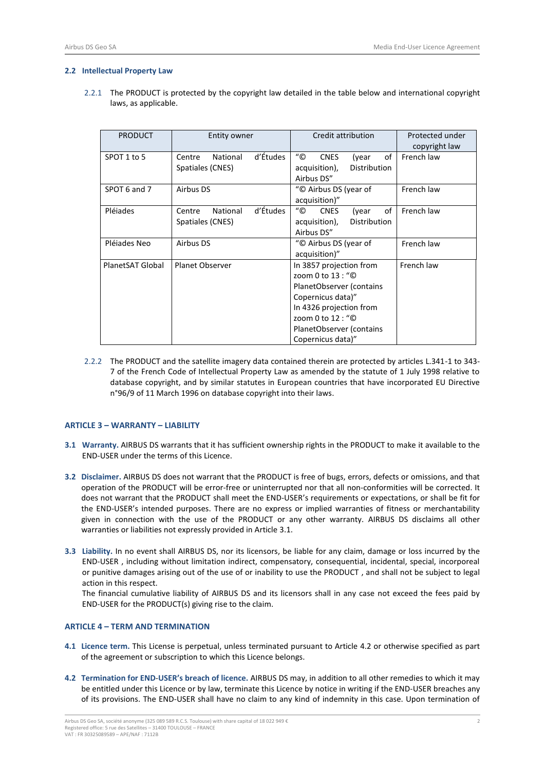### 2.2 Intellectual Property Law

2.2.1 The PRODUCT is protected by the copyright law detailed in the table below and international copyright laws, as applicable.

| PRODUCT | Entity owner | Credit attribution | Protected under copyright law |
|---|---|---|---|
| SPOT 1 to 5 | Centre National d'Études Spatiales (CNES) | "© CNES (year of acquisition), Distribution Airbus DS" | French law |
| SPOT 6 and 7 | Airbus DS | "© Airbus DS (year of acquisition)" | French law |
| Pléiades | Centre National d'Études Spatiales (CNES) | "© CNES (year of acquisition), Distribution Airbus DS" | French law |
| Pléiades Neo | Airbus DS | "© Airbus DS (year of acquisition)" | French law |
| PlanetSAT Global | Planet Observer | In 3857 projection from zoom 0 to 13 : "© PlanetObserver (contains Copernicus data)" In 4326 projection from zoom 0 to 12 : "© PlanetObserver (contains Copernicus data)" | French law |

2.2.2 The PRODUCT and the satellite imagery data contained therein are protected by articles L.341-1 to 343-7 of the French Code of Intellectual Property Law as amended by the statute of 1 July 1998 relative to database copyright, and by similar statutes in European countries that have incorporated EU Directive n°96/9 of 11 March 1996 on database copyright into their laws.

## ARTICLE 3 – WARRANTY – LIABILITY

**3.1 Warranty.** AIRBUS DS warrants that it has sufficient ownership rights in the PRODUCT to make it available to the END-USER under the terms of this Licence.

**3.2 Disclaimer.** AIRBUS DS does not warrant that the PRODUCT is free of bugs, errors, defects or omissions, and that operation of the PRODUCT will be error-free or uninterrupted nor that all non-conformities will be corrected. It does not warrant that the PRODUCT shall meet the END-USER's requirements or expectations, or shall be fit for the END-USER's intended purposes. There are no express or implied warranties of fitness or merchantability given in connection with the use of the PRODUCT or any other warranty. AIRBUS DS disclaims all other warranties or liabilities not expressly provided in Article 3.1.

**3.3 Liability.** In no event shall AIRBUS DS, nor its licensors, be liable for any claim, damage or loss incurred by the END-USER , including without limitation indirect, compensatory, consequential, incidental, special, incorporeal or punitive damages arising out of the use of or inability to use the PRODUCT , and shall not be subject to legal action in this respect.
The financial cumulative liability of AIRBUS DS and its licensors shall in any case not exceed the fees paid by END-USER for the PRODUCT(s) giving rise to the claim.

## ARTICLE 4 – TERM AND TERMINATION

**4.1 Licence term.** This License is perpetual, unless terminated pursuant to Article 4.2 or otherwise specified as part of the agreement or subscription to which this Licence belongs.

**4.2 Termination for END-USER's breach of licence.** AIRBUS DS may, in addition to all other remedies to which it may be entitled under this Licence or by law, terminate this Licence by notice in writing if the END-USER breaches any of its provisions. The END-USER shall have no claim to any kind of indemnity in this case. Upon termination of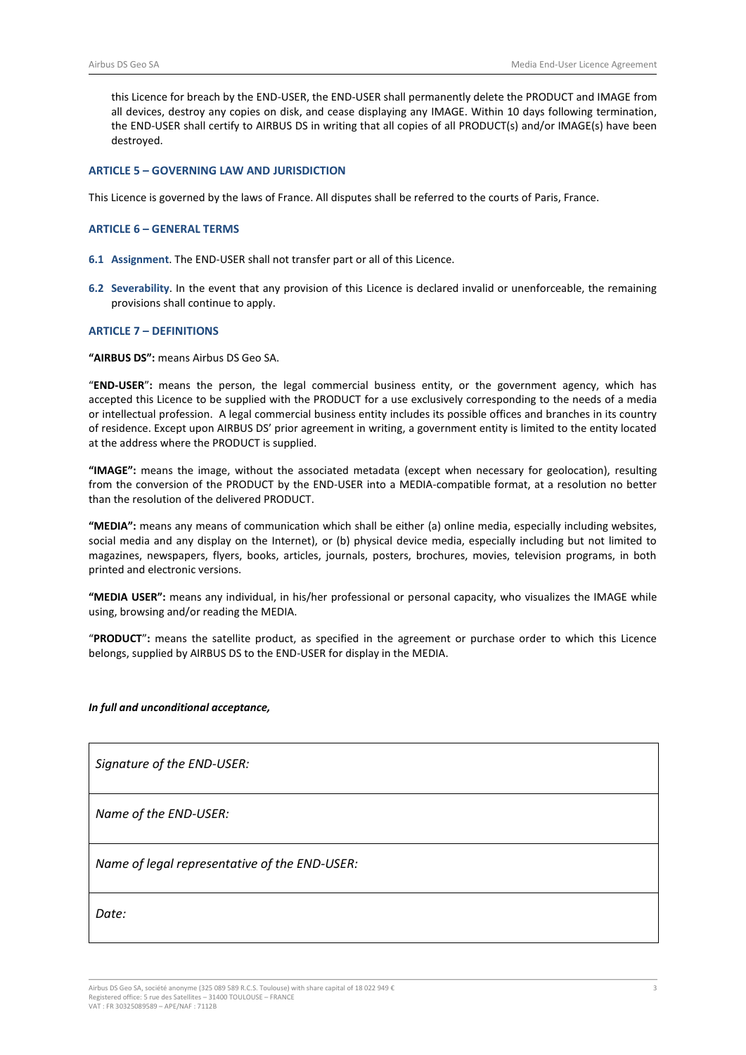this Licence for breach by the END-USER, the END-USER shall permanently delete the PRODUCT and IMAGE from all devices, destroy any copies on disk, and cease displaying any IMAGE. Within 10 days following termination, the END-USER shall certify to AIRBUS DS in writing that all copies of all PRODUCT(s) and/or IMAGE(s) have been destroyed.

### ARTICLE 5 – GOVERNING LAW AND JURISDICTION

This Licence is governed by the laws of France. All disputes shall be referred to the courts of Paris, France.

### ARTICLE 6 – GENERAL TERMS

**6.1 Assignment**. The END-USER shall not transfer part or all of this Licence.

**6.2 Severability**. In the event that any provision of this Licence is declared invalid or unenforceable, the remaining provisions shall continue to apply.

### ARTICLE 7 – DEFINITIONS

**"AIRBUS DS":** means Airbus DS Geo SA.

"**END-USER**"**:** means the person, the legal commercial business entity, or the government agency, which has accepted this Licence to be supplied with the PRODUCT for a use exclusively corresponding to the needs of a media or intellectual profession. A legal commercial business entity includes its possible offices and branches in its country of residence. Except upon AIRBUS DS' prior agreement in writing, a government entity is limited to the entity located at the address where the PRODUCT is supplied.

**"IMAGE":** means the image, without the associated metadata (except when necessary for geolocation), resulting from the conversion of the PRODUCT by the END-USER into a MEDIA-compatible format, at a resolution no better than the resolution of the delivered PRODUCT.

**"MEDIA":** means any means of communication which shall be either (a) online media, especially including websites, social media and any display on the Internet), or (b) physical device media, especially including but not limited to magazines, newspapers, flyers, books, articles, journals, posters, brochures, movies, television programs, in both printed and electronic versions.

**"MEDIA USER":** means any individual, in his/her professional or personal capacity, who visualizes the IMAGE while using, browsing and/or reading the MEDIA.

"**PRODUCT**"**:** means the satellite product, as specified in the agreement or purchase order to which this Licence belongs, supplied by AIRBUS DS to the END-USER for display in the MEDIA.

***In full and unconditional acceptance,***

| |
|---|
| *Signature of the END-USER:* |
| *Name of the END-USER:* |
| *Name of legal representative of the END-USER:* |
| *Date:* |

Airbus DS Geo SA, société anonyme (325 089 589 R.C.S. Toulouse) with share capital of 18 022 949 €
Registered office: 5 rue des Satellites – 31400 TOULOUSE – FRANCE
VAT : FR 30325089589 – APE/NAF : 7112B